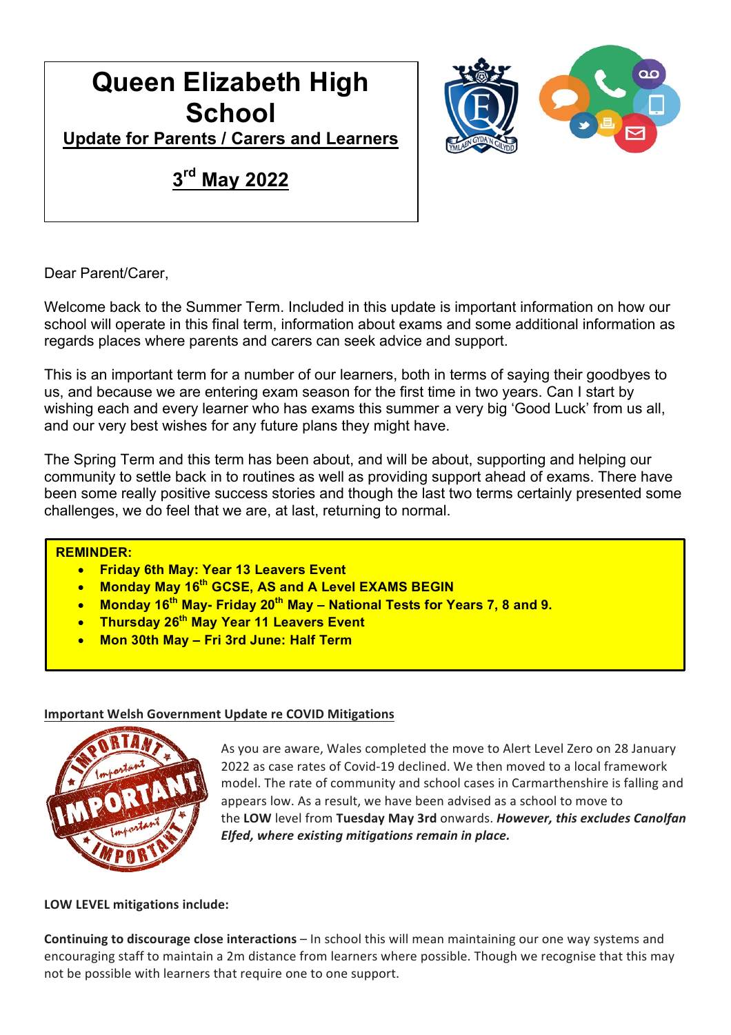# Queen Elizabeth High School

**Update for Parents / Carers and Learners**

**3rd May 2022**

Dear Parent/Carer,

Welcome back to the Summer Term. Included in this update is important information on how our school will operate in this final term, information about exams and some additional information as regards places where parents and carers can seek advice and support.

This is an important term for a number of our learners, both in terms of saying their goodbyes to us, and because we are entering exam season for the first time in two years. Can I start by wishing each and every learner who has exams this summer a very big 'Good Luck' from us all, and our very best wishes for any future plans they might have.

The Spring Term and this term has been about, and will be about, supporting and helping our community to settle back in to routines as well as providing support ahead of exams. There have been some really positive success stories and though the last two terms certainly presented some challenges, we do feel that we are, at last, returning to normal.

**REMINDER:**

- **Friday 6th May: Year 13 Leavers Event**
- **Monday May 16th GCSE, AS and A Level EXAMS BEGIN**
- **Monday 16th May- Friday 20th May – National Tests for Years 7, 8 and 9.**
- **Thursday 26th May Year 11 Leavers Event**
- **Mon 30th May – Fri 3rd June: Half Term**

**Important Welsh Government Update re COVID Mitigations**

As you are aware, Wales completed the move to Alert Level Zero on 28 January 2022 as case rates of Covid-19 declined. We then moved to a local framework model. The rate of community and school cases in Carmarthenshire is falling and appears low. As a result, we have been advised as a school to move to the **LOW** level from **Tuesday May 3rd** onwards. ***However, this excludes Canolfan Elfed, where existing mitigations remain in place.***

**LOW LEVEL mitigations include:**

**Continuing to discourage close interactions** – In school this will mean maintaining our one way systems and encouraging staff to maintain a 2m distance from learners where possible. Though we recognise that this may not be possible with learners that require one to one support.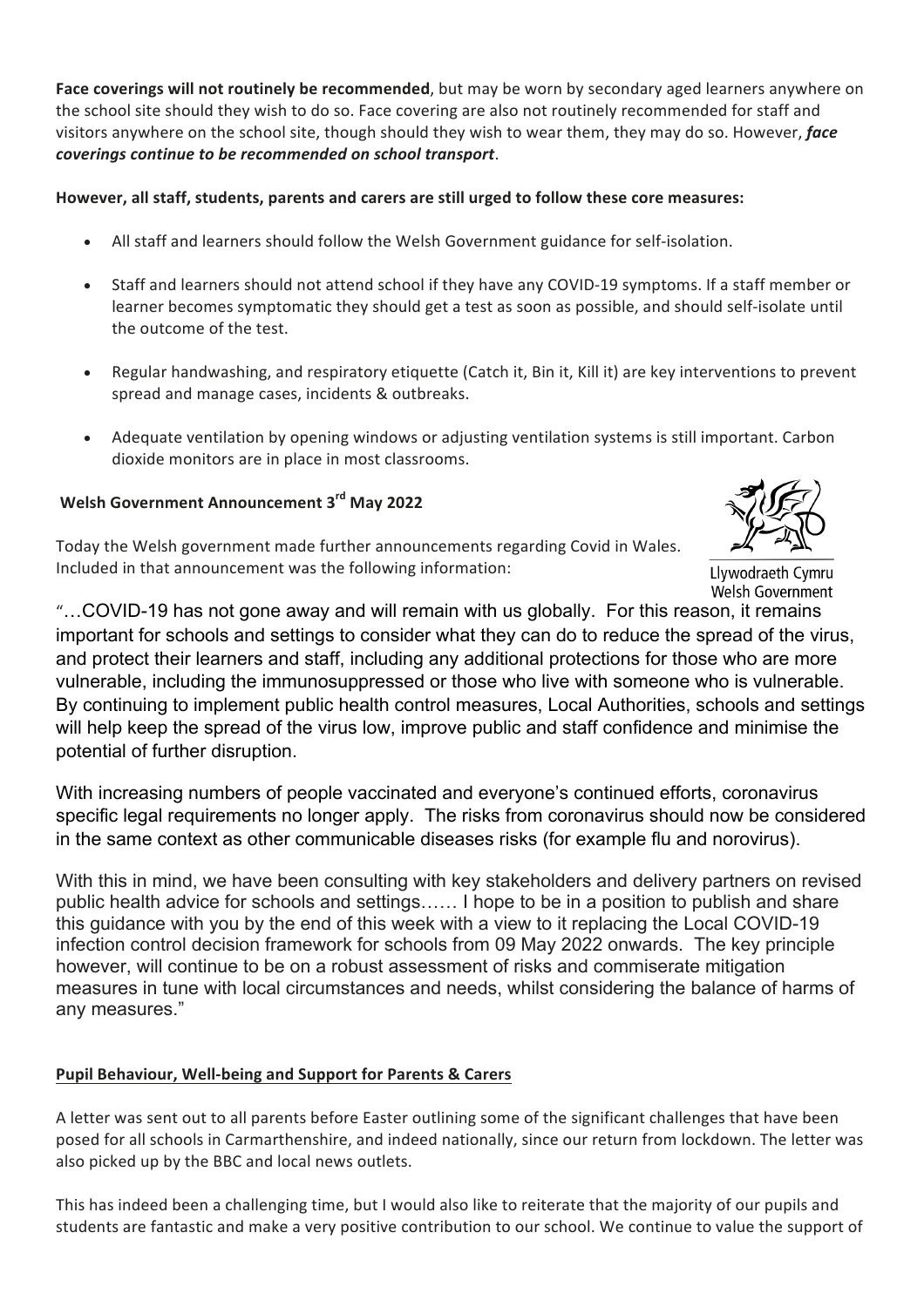**Face coverings will not routinely be recommended**, but may be worn by secondary aged learners anywhere on the school site should they wish to do so. Face covering are also not routinely recommended for staff and visitors anywhere on the school site, though should they wish to wear them, they may do so. However, ***face coverings continue to be recommended on school transport***.

**However, all staff, students, parents and carers are still urged to follow these core measures:**

- All staff and learners should follow the Welsh Government guidance for self-isolation.
- Staff and learners should not attend school if they have any COVID-19 symptoms. If a staff member or learner becomes symptomatic they should get a test as soon as possible, and should self-isolate until the outcome of the test.
- Regular handwashing, and respiratory etiquette (Catch it, Bin it, Kill it) are key interventions to prevent spread and manage cases, incidents & outbreaks.
- Adequate ventilation by opening windows or adjusting ventilation systems is still important. Carbon dioxide monitors are in place in most classrooms.

**Welsh Government Announcement 3rd May 2022**

Llywodraeth Cymru
Welsh Government

Today the Welsh government made further announcements regarding Covid in Wales. Included in that announcement was the following information:

"…COVID-19 has not gone away and will remain with us globally. For this reason, it remains important for schools and settings to consider what they can do to reduce the spread of the virus, and protect their learners and staff, including any additional protections for those who are more vulnerable, including the immunosuppressed or those who live with someone who is vulnerable. By continuing to implement public health control measures, Local Authorities, schools and settings will help keep the spread of the virus low, improve public and staff confidence and minimise the potential of further disruption.

With increasing numbers of people vaccinated and everyone's continued efforts, coronavirus specific legal requirements no longer apply. The risks from coronavirus should now be considered in the same context as other communicable diseases risks (for example flu and norovirus).

With this in mind, we have been consulting with key stakeholders and delivery partners on revised public health advice for schools and settings…… I hope to be in a position to publish and share this guidance with you by the end of this week with a view to it replacing the Local COVID-19 infection control decision framework for schools from 09 May 2022 onwards. The key principle however, will continue to be on a robust assessment of risks and commiserate mitigation measures in tune with local circumstances and needs, whilst considering the balance of harms of any measures."

**Pupil Behaviour, Well-being and Support for Parents & Carers**

A letter was sent out to all parents before Easter outlining some of the significant challenges that have been posed for all schools in Carmarthenshire, and indeed nationally, since our return from lockdown. The letter was also picked up by the BBC and local news outlets.

This has indeed been a challenging time, but I would also like to reiterate that the majority of our pupils and students are fantastic and make a very positive contribution to our school. We continue to value the support of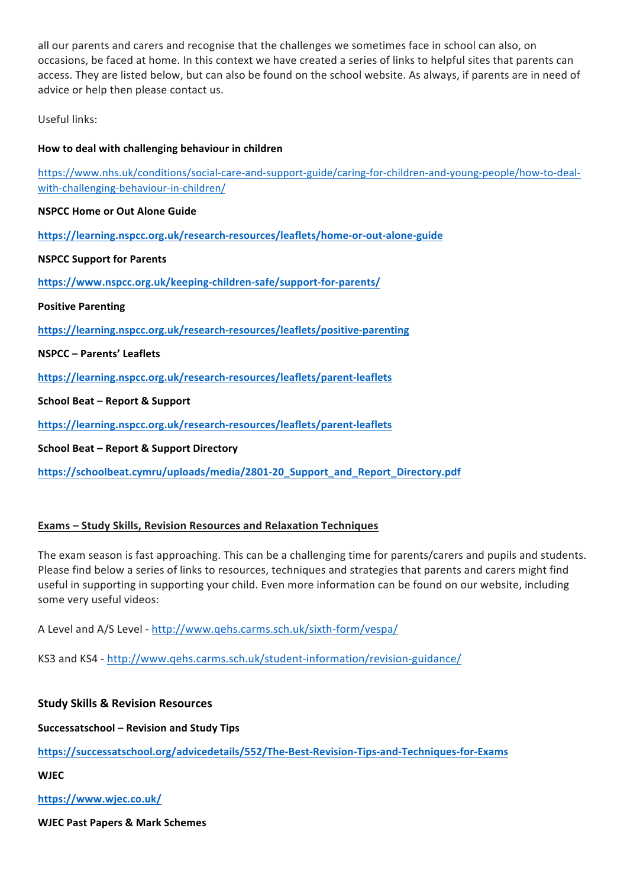all our parents and carers and recognise that the challenges we sometimes face in school can also, on occasions, be faced at home. In this context we have created a series of links to helpful sites that parents can access. They are listed below, but can also be found on the school website. As always, if parents are in need of advice or help then please contact us.

Useful links:

**How to deal with challenging behaviour in children**

https://www.nhs.uk/conditions/social-care-and-support-guide/caring-for-children-and-young-people/how-to-deal-with-challenging-behaviour-in-children/

**NSPCC Home or Out Alone Guide**

**https://learning.nspcc.org.uk/research-resources/leaflets/home-or-out-alone-guide**

**NSPCC Support for Parents**

**https://www.nspcc.org.uk/keeping-children-safe/support-for-parents/**

**Positive Parenting**

**https://learning.nspcc.org.uk/research-resources/leaflets/positive-parenting**

**NSPCC – Parents' Leaflets**

**https://learning.nspcc.org.uk/research-resources/leaflets/parent-leaflets**

**School Beat – Report & Support**

**https://learning.nspcc.org.uk/research-resources/leaflets/parent-leaflets**

**School Beat – Report & Support Directory**

**https://schoolbeat.cymru/uploads/media/2801-20_Support_and_Report_Directory.pdf**

## Exams – Study Skills, Revision Resources and Relaxation Techniques

The exam season is fast approaching. This can be a challenging time for parents/carers and pupils and students. Please find below a series of links to resources, techniques and strategies that parents and carers might find useful in supporting in supporting your child. Even more information can be found on our website, including some very useful videos:

A Level and A/S Level - http://www.qehs.carms.sch.uk/sixth-form/vespa/

KS3 and KS4 - http://www.qehs.carms.sch.uk/student-information/revision-guidance/

### Study Skills & Revision Resources

**Successatschool – Revision and Study Tips**

**https://successatschool.org/advicedetails/552/The-Best-Revision-Tips-and-Techniques-for-Exams**

**WJEC**

**https://www.wjec.co.uk/**

**WJEC Past Papers & Mark Schemes**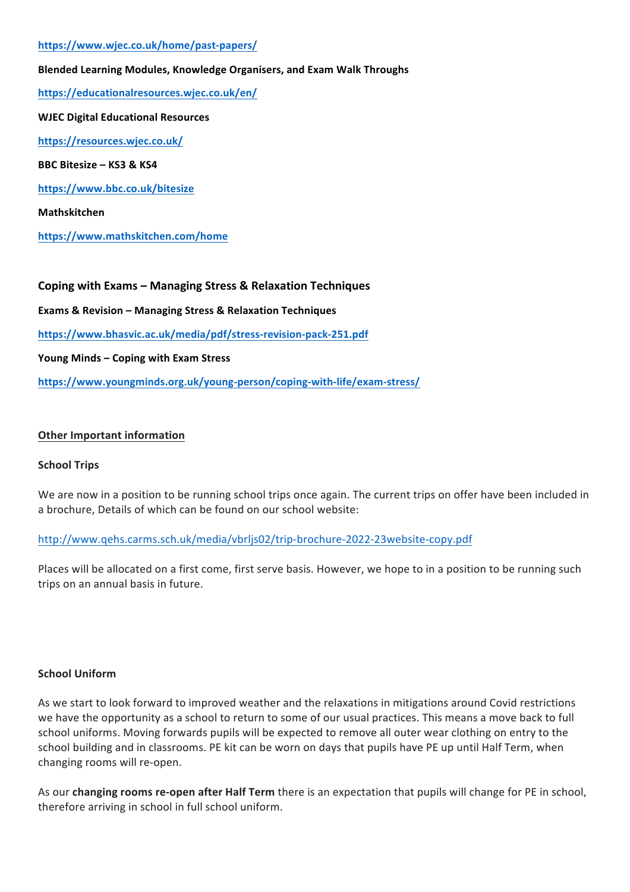**https://www.wjec.co.uk/home/past-papers/**

**Blended Learning Modules, Knowledge Organisers, and Exam Walk Throughs**

**https://educationalresources.wjec.co.uk/en/**

**WJEC Digital Educational Resources**

**https://resources.wjec.co.uk/**

**BBC Bitesize – KS3 & KS4**

**https://www.bbc.co.uk/bitesize**

**Mathskitchen**

**https://www.mathskitchen.com/home**

## Coping with Exams – Managing Stress & Relaxation Techniques

**Exams & Revision – Managing Stress & Relaxation Techniques**

**https://www.bhasvic.ac.uk/media/pdf/stress-revision-pack-251.pdf**

**Young Minds – Coping with Exam Stress**

**https://www.youngminds.org.uk/young-person/coping-with-life/exam-stress/**

## Other Important information

### School Trips

We are now in a position to be running school trips once again. The current trips on offer have been included in a brochure, Details of which can be found on our school website:

http://www.qehs.carms.sch.uk/media/vbrljs02/trip-brochure-2022-23website-copy.pdf

Places will be allocated on a first come, first serve basis. However, we hope to in a position to be running such trips on an annual basis in future.

### School Uniform

As we start to look forward to improved weather and the relaxations in mitigations around Covid restrictions we have the opportunity as a school to return to some of our usual practices. This means a move back to full school uniforms. Moving forwards pupils will be expected to remove all outer wear clothing on entry to the school building and in classrooms. PE kit can be worn on days that pupils have PE up until Half Term, when changing rooms will re-open.

As our **changing rooms re-open after Half Term** there is an expectation that pupils will change for PE in school, therefore arriving in school in full school uniform.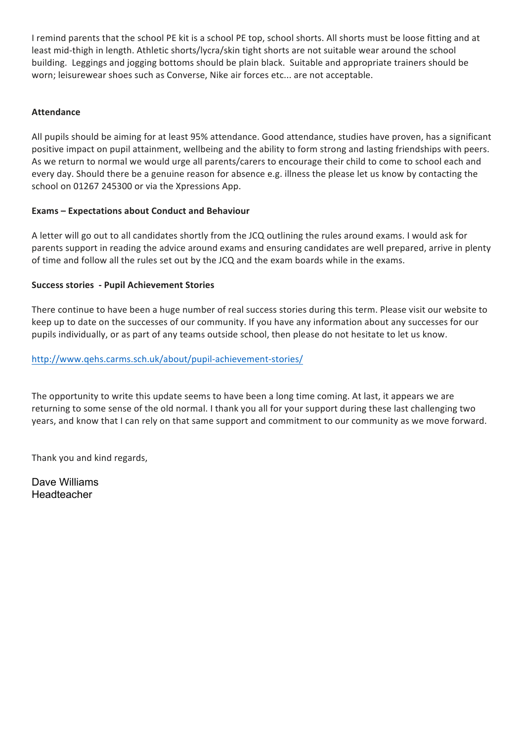I remind parents that the school PE kit is a school PE top, school shorts. All shorts must be loose fitting and at least mid-thigh in length. Athletic shorts/lycra/skin tight shorts are not suitable wear around the school building. Leggings and jogging bottoms should be plain black. Suitable and appropriate trainers should be worn; leisurewear shoes such as Converse, Nike air forces etc... are not acceptable.

**Attendance**

All pupils should be aiming for at least 95% attendance. Good attendance, studies have proven, has a significant positive impact on pupil attainment, wellbeing and the ability to form strong and lasting friendships with peers. As we return to normal we would urge all parents/carers to encourage their child to come to school each and every day. Should there be a genuine reason for absence e.g. illness the please let us know by contacting the school on 01267 245300 or via the Xpressions App.

**Exams – Expectations about Conduct and Behaviour**

A letter will go out to all candidates shortly from the JCQ outlining the rules around exams. I would ask for parents support in reading the advice around exams and ensuring candidates are well prepared, arrive in plenty of time and follow all the rules set out by the JCQ and the exam boards while in the exams.

**Success stories - Pupil Achievement Stories**

There continue to have been a huge number of real success stories during this term. Please visit our website to keep up to date on the successes of our community. If you have any information about any successes for our pupils individually, or as part of any teams outside school, then please do not hesitate to let us know.

http://www.qehs.carms.sch.uk/about/pupil-achievement-stories/

The opportunity to write this update seems to have been a long time coming. At last, it appears we are returning to some sense of the old normal. I thank you all for your support during these last challenging two years, and know that I can rely on that same support and commitment to our community as we move forward.

Thank you and kind regards,

Dave Williams
Headteacher